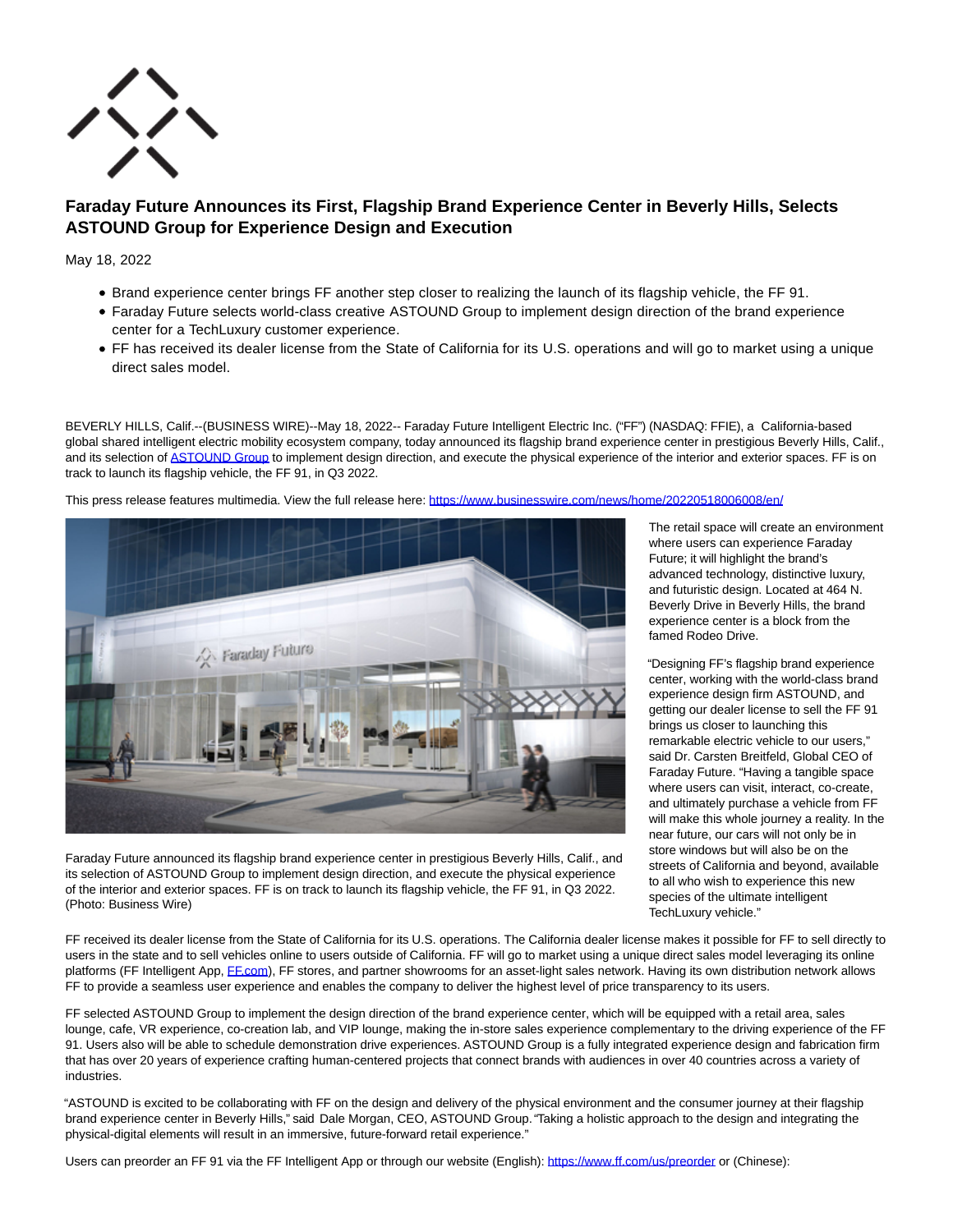# Faraday Future Announces its First, Flagship Brand Experience Center in Beverly Hills, Selects ASTOUND Group for Experience Design and Execution

May 18, 2022

- Brand experience center brings FF another step closer to realizing the launch of its flagship vehicle, the FF 91.
- Faraday Future selects world-class creative ASTOUND Group to implement design direction of the brand experience center for a TechLuxury customer experience.
- FF has received its dealer license from the State of California for its U.S. operations and will go to market using a unique direct sales model.

BEVERLY HILLS, Calif.--(BUSINESS WIRE)--May 18, 2022-- Faraday Future Intelligent Electric Inc. ("FF") (NASDAQ: FFIE), a California-based global shared intelligent electric mobility ecosystem company, today announced its flagship brand experience center in prestigious Beverly Hills, Calif., and its selection of ASTOUND Group to implement design direction, and execute the physical experience of the interior and exterior spaces. FF is on track to launch its flagship vehicle, the FF 91, in Q3 2022.

This press release features multimedia. View the full release here: https://www.businesswire.com/news/home/20220518006008/en/

Faraday Future announced its flagship brand experience center in prestigious Beverly Hills, Calif., and its selection of ASTOUND Group to implement design direction, and execute the physical experience of the interior and exterior spaces. FF is on track to launch its flagship vehicle, the FF 91, in Q3 2022. (Photo: Business Wire)

The retail space will create an environment where users can experience Faraday Future; it will highlight the brand's advanced technology, distinctive luxury, and futuristic design. Located at 464 N. Beverly Drive in Beverly Hills, the brand experience center is a block from the famed Rodeo Drive.

"Designing FF's flagship brand experience center, working with the world-class brand experience design firm ASTOUND, and getting our dealer license to sell the FF 91 brings us closer to launching this remarkable electric vehicle to our users," said Dr. Carsten Breitfeld, Global CEO of Faraday Future. "Having a tangible space where users can visit, interact, co-create, and ultimately purchase a vehicle from FF will make this whole journey a reality. In the near future, our cars will not only be in store windows but will also be on the streets of California and beyond, available to all who wish to experience this new species of the ultimate intelligent TechLuxury vehicle."

FF received its dealer license from the State of California for its U.S. operations. The California dealer license makes it possible for FF to sell directly to users in the state and to sell vehicles online to users outside of California. FF will go to market using a unique direct sales model leveraging its online platforms (FF Intelligent App, FF.com), FF stores, and partner showrooms for an asset-light sales network. Having its own distribution network allows FF to provide a seamless user experience and enables the company to deliver the highest level of price transparency to its users.

FF selected ASTOUND Group to implement the design direction of the brand experience center, which will be equipped with a retail area, sales lounge, cafe, VR experience, co-creation lab, and VIP lounge, making the in-store sales experience complementary to the driving experience of the FF 91. Users also will be able to schedule demonstration drive experiences. ASTOUND Group is a fully integrated experience design and fabrication firm that has over 20 years of experience crafting human-centered projects that connect brands with audiences in over 40 countries across a variety of industries.

"ASTOUND is excited to be collaborating with FF on the design and delivery of the physical environment and the consumer journey at their flagship brand experience center in Beverly Hills," said Dale Morgan, CEO, ASTOUND Group. "Taking a holistic approach to the design and integrating the physical-digital elements will result in an immersive, future-forward retail experience."

Users can preorder an FF 91 via the FF Intelligent App or through our website (English): https://www.ff.com/us/preorder or (Chinese):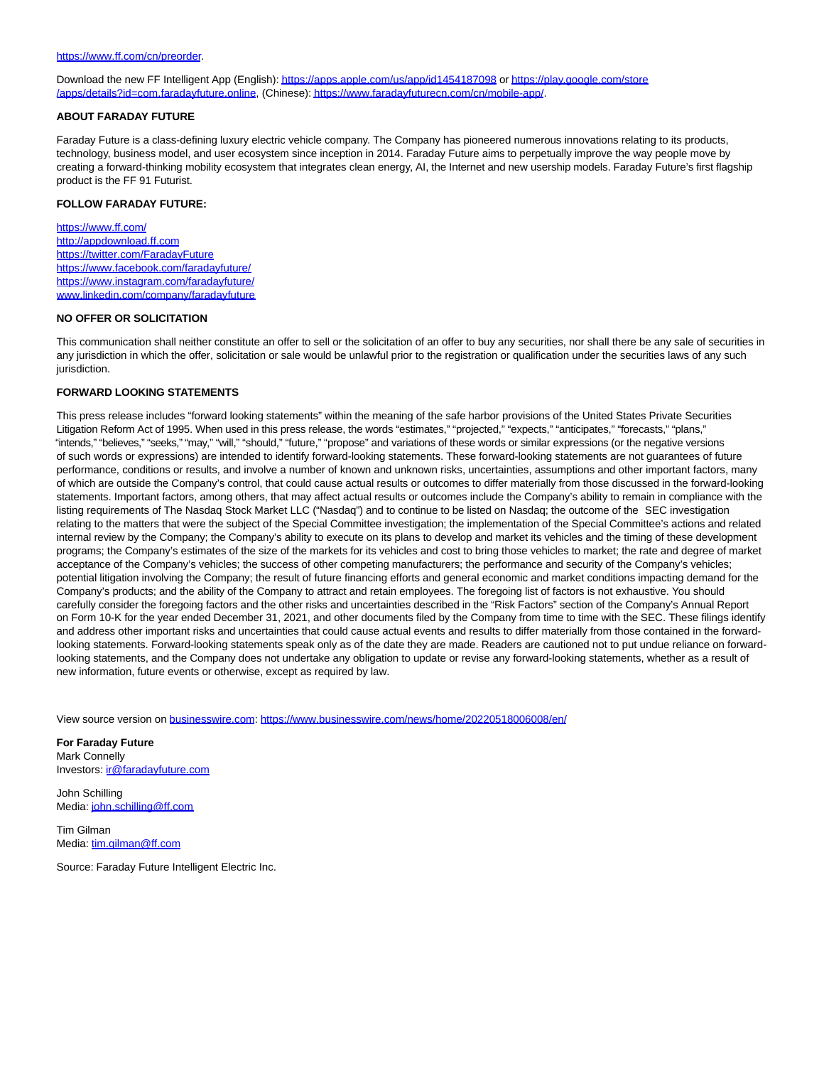https://www.ff.com/cn/preorder.

Download the new FF Intelligent App (English): https://apps.apple.com/us/app/id1454187098 or https://play.google.com/store/apps/details?id=com.faradayfuture.online, (Chinese): https://www.faradayfuturecn.com/cn/mobile-app/.

**ABOUT FARADAY FUTURE**

Faraday Future is a class-defining luxury electric vehicle company. The Company has pioneered numerous innovations relating to its products, technology, business model, and user ecosystem since inception in 2014. Faraday Future aims to perpetually improve the way people move by creating a forward-thinking mobility ecosystem that integrates clean energy, AI, the Internet and new usership models. Faraday Future's first flagship product is the FF 91 Futurist.

**FOLLOW FARADAY FUTURE:**

https://www.ff.com/
http://appdownload.ff.com
https://twitter.com/FaradayFuture
https://www.facebook.com/faradayfuture/
https://www.instagram.com/faradayfuture/
www.linkedin.com/company/faradayfuture

**NO OFFER OR SOLICITATION**

This communication shall neither constitute an offer to sell or the solicitation of an offer to buy any securities, nor shall there be any sale of securities in any jurisdiction in which the offer, solicitation or sale would be unlawful prior to the registration or qualification under the securities laws of any such jurisdiction.

**FORWARD LOOKING STATEMENTS**

This press release includes "forward looking statements" within the meaning of the safe harbor provisions of the United States Private Securities Litigation Reform Act of 1995. When used in this press release, the words "estimates," "projected," "expects," "anticipates," "forecasts," "plans," "intends," "believes," "seeks," "may," "will," "should," "future," "propose" and variations of these words or similar expressions (or the negative versions of such words or expressions) are intended to identify forward-looking statements. These forward-looking statements are not guarantees of future performance, conditions or results, and involve a number of known and unknown risks, uncertainties, assumptions and other important factors, many of which are outside the Company's control, that could cause actual results or outcomes to differ materially from those discussed in the forward-looking statements. Important factors, among others, that may affect actual results or outcomes include the Company's ability to remain in compliance with the listing requirements of The Nasdaq Stock Market LLC ("Nasdaq") and to continue to be listed on Nasdaq; the outcome of the SEC investigation relating to the matters that were the subject of the Special Committee investigation; the implementation of the Special Committee's actions and related internal review by the Company; the Company's ability to execute on its plans to develop and market its vehicles and the timing of these development programs; the Company's estimates of the size of the markets for its vehicles and cost to bring those vehicles to market; the rate and degree of market acceptance of the Company's vehicles; the success of other competing manufacturers; the performance and security of the Company's vehicles; potential litigation involving the Company; the result of future financing efforts and general economic and market conditions impacting demand for the Company's products; and the ability of the Company to attract and retain employees. The foregoing list of factors is not exhaustive. You should carefully consider the foregoing factors and the other risks and uncertainties described in the "Risk Factors" section of the Company's Annual Report on Form 10-K for the year ended December 31, 2021, and other documents filed by the Company from time to time with the SEC. These filings identify and address other important risks and uncertainties that could cause actual events and results to differ materially from those contained in the forward-looking statements. Forward-looking statements speak only as of the date they are made. Readers are cautioned not to put undue reliance on forward-looking statements, and the Company does not undertake any obligation to update or revise any forward-looking statements, whether as a result of new information, future events or otherwise, except as required by law.

View source version on businesswire.com: https://www.businesswire.com/news/home/20220518006008/en/

**For Faraday Future**
Mark Connelly
Investors: ir@faradayfuture.com

John Schilling
Media: john.schilling@ff.com

Tim Gilman
Media: tim.gilman@ff.com

Source: Faraday Future Intelligent Electric Inc.